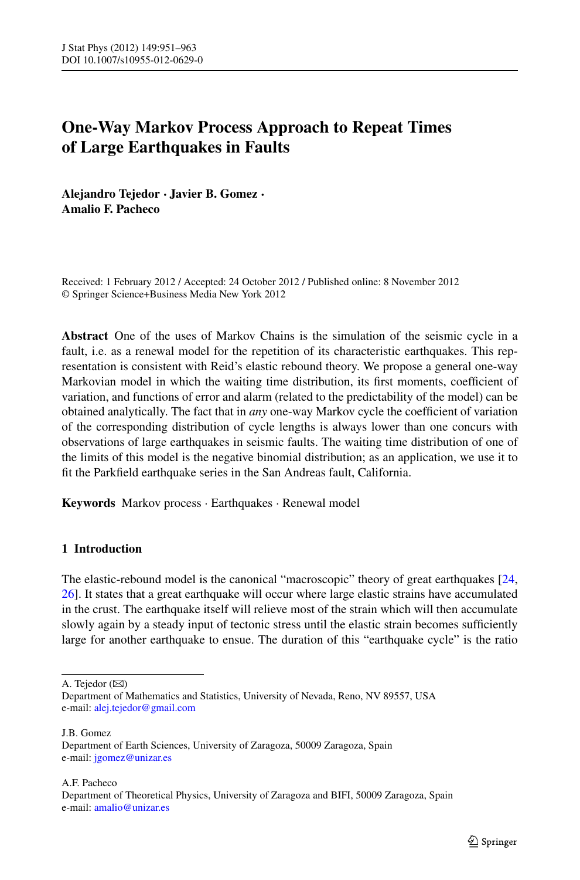# One-Way Markov Process Approach to Repeat Times of Large Earthquakes in Faults

**Alejandro Tejedor · Javier B. Gomez · Amalio F. Pacheco**

Received: 1 February 2012 / Accepted: 24 October 2012 / Published online: 8 November 2012
© Springer Science+Business Media New York 2012

**Abstract** One of the uses of Markov Chains is the simulation of the seismic cycle in a fault, i.e. as a renewal model for the repetition of its characteristic earthquakes. This representation is consistent with Reid's elastic rebound theory. We propose a general one-way Markovian model in which the waiting time distribution, its first moments, coefficient of variation, and functions of error and alarm (related to the predictability of the model) can be obtained analytically. The fact that in *any* one-way Markov cycle the coefficient of variation of the corresponding distribution of cycle lengths is always lower than one concurs with observations of large earthquakes in seismic faults. The waiting time distribution of one of the limits of this model is the negative binomial distribution; as an application, we use it to fit the Parkfield earthquake series in the San Andreas fault, California.

**Keywords** Markov process · Earthquakes · Renewal model

## 1 Introduction

The elastic-rebound model is the canonical "macroscopic" theory of great earthquakes [24, 26]. It states that a great earthquake will occur where large elastic strains have accumulated in the crust. The earthquake itself will relieve most of the strain which will then accumulate slowly again by a steady input of tectonic stress until the elastic strain becomes sufficiently large for another earthquake to ensue. The duration of this "earthquake cycle" is the ratio

---

A. Tejedor (✉)
Department of Mathematics and Statistics, University of Nevada, Reno, NV 89557, USA
e-mail: alej.tejedor@gmail.com

J.B. Gomez
Department of Earth Sciences, University of Zaragoza, 50009 Zaragoza, Spain
e-mail: jgomez@unizar.es

A.F. Pacheco
Department of Theoretical Physics, University of Zaragoza and BIFI, 50009 Zaragoza, Spain
e-mail: amalio@unizar.es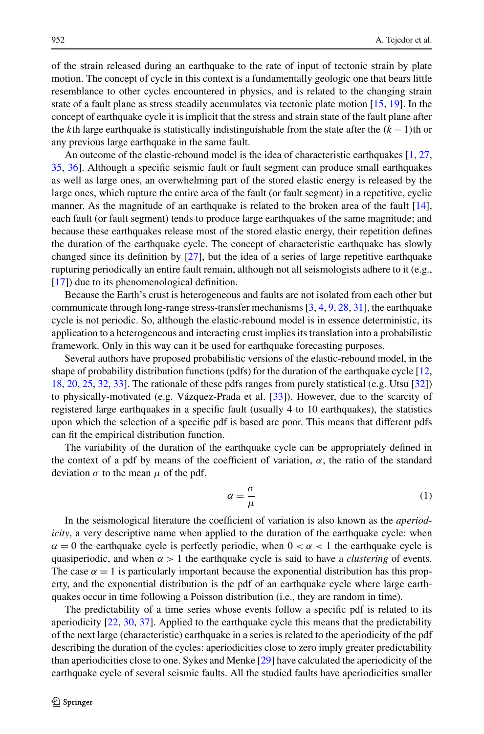of the strain released during an earthquake to the rate of input of tectonic strain by plate motion. The concept of cycle in this context is a fundamentally geologic one that bears little resemblance to other cycles encountered in physics, and is related to the changing strain state of a fault plane as stress steadily accumulates via tectonic plate motion [15, 19]. In the concept of earthquake cycle it is implicit that the stress and strain state of the fault plane after the $k$th large earthquake is statistically indistinguishable from the state after the $(k-1)$th or any previous large earthquake in the same fault.

An outcome of the elastic-rebound model is the idea of characteristic earthquakes [1, 27, 35, 36]. Although a specific seismic fault or fault segment can produce small earthquakes as well as large ones, an overwhelming part of the stored elastic energy is released by the large ones, which rupture the entire area of the fault (or fault segment) in a repetitive, cyclic manner. As the magnitude of an earthquake is related to the broken area of the fault [14], each fault (or fault segment) tends to produce large earthquakes of the same magnitude; and because these earthquakes release most of the stored elastic energy, their repetition defines the duration of the earthquake cycle. The concept of characteristic earthquake has slowly changed since its definition by [27], but the idea of a series of large repetitive earthquake rupturing periodically an entire fault remain, although not all seismologists adhere to it (e.g., [17]) due to its phenomenological definition.

Because the Earth's crust is heterogeneous and faults are not isolated from each other but communicate through long-range stress-transfer mechanisms [3, 4, 9, 28, 31], the earthquake cycle is not periodic. So, although the elastic-rebound model is in essence deterministic, its application to a heterogeneous and interacting crust implies its translation into a probabilistic framework. Only in this way can it be used for earthquake forecasting purposes.

Several authors have proposed probabilistic versions of the elastic-rebound model, in the shape of probability distribution functions (pdfs) for the duration of the earthquake cycle [12, 18, 20, 25, 32, 33]. The rationale of these pdfs ranges from purely statistical (e.g. Utsu [32]) to physically-motivated (e.g. Vázquez-Prada et al. [33]). However, due to the scarcity of registered large earthquakes in a specific fault (usually 4 to 10 earthquakes), the statistics upon which the selection of a specific pdf is based are poor. This means that different pdfs can fit the empirical distribution function.

The variability of the duration of the earthquake cycle can be appropriately defined in the context of a pdf by means of the coefficient of variation, $\alpha$, the ratio of the standard deviation $\sigma$ to the mean $\mu$ of the pdf.

$$\alpha = \frac{\sigma}{\mu} \tag{1}$$

In the seismological literature the coefficient of variation is also known as the *aperiodicity*, a very descriptive name when applied to the duration of the earthquake cycle: when $\alpha = 0$ the earthquake cycle is perfectly periodic, when $0 < \alpha < 1$ the earthquake cycle is quasiperiodic, and when $\alpha > 1$ the earthquake cycle is said to have a *clustering* of events. The case $\alpha = 1$ is particularly important because the exponential distribution has this property, and the exponential distribution is the pdf of an earthquake cycle where large earthquakes occur in time following a Poisson distribution (i.e., they are random in time).

The predictability of a time series whose events follow a specific pdf is related to its aperiodicity [22, 30, 37]. Applied to the earthquake cycle this means that the predictability of the next large (characteristic) earthquake in a series is related to the aperiodicity of the pdf describing the duration of the cycles: aperiodicities close to zero imply greater predictability than aperiodicities close to one. Sykes and Menke [29] have calculated the aperiodicity of the earthquake cycle of several seismic faults. All the studied faults have aperiodicities smaller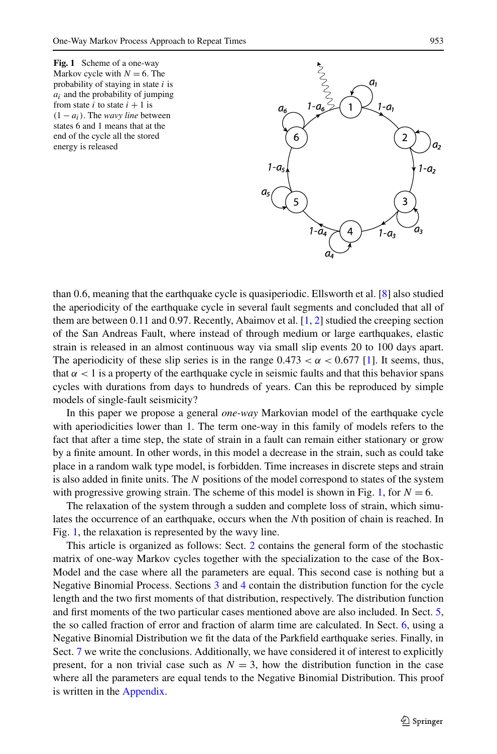**Fig. 1** Scheme of a one-way Markov cycle with $N = 6$. The probability of staying in state $i$ is $a_i$ and the probability of jumping from state $i$ to state $i+1$ is $(1 - a_i)$. The *wavy line* between states 6 and 1 means that at the end of the cycle all the stored energy is released

than 0.6, meaning that the earthquake cycle is quasiperiodic. Ellsworth et al. [8] also studied the aperiodicity of the earthquake cycle in several fault segments and concluded that all of them are between 0.11 and 0.97. Recently, Abaimov et al. [1, 2] studied the creeping section of the San Andreas Fault, where instead of through medium or large earthquakes, elastic strain is released in an almost continuous way via small slip events 20 to 100 days apart. The aperiodicity of these slip series is in the range $0.473 < \alpha < 0.677$ [1]. It seems, thus, that $\alpha < 1$ is a property of the earthquake cycle in seismic faults and that this behavior spans cycles with durations from days to hundreds of years. Can this be reproduced by simple models of single-fault seismicity?

In this paper we propose a general *one-way* Markovian model of the earthquake cycle with aperiodicities lower than 1. The term one-way in this family of models refers to the fact that after a time step, the state of strain in a fault can remain either stationary or grow by a finite amount. In other words, in this model a decrease in the strain, such as could take place in a random walk type model, is forbidden. Time increases in discrete steps and strain is also added in finite units. The $N$ positions of the model correspond to states of the system with progressive growing strain. The scheme of this model is shown in Fig. 1, for $N = 6$.

The relaxation of the system through a sudden and complete loss of strain, which simulates the occurrence of an earthquake, occurs when the $N$th position of chain is reached. In Fig. 1, the relaxation is represented by the wavy line.

This article is organized as follows: Sect. 2 contains the general form of the stochastic matrix of one-way Markov cycles together with the specialization to the case of the Box-Model and the case where all the parameters are equal. This second case is nothing but a Negative Binomial Process. Sections 3 and 4 contain the distribution function for the cycle length and the two first moments of that distribution, respectively. The distribution function and first moments of the two particular cases mentioned above are also included. In Sect. 5, the so called fraction of error and fraction of alarm time are calculated. In Sect. 6, using a Negative Binomial Distribution we fit the data of the Parkfield earthquake series. Finally, in Sect. 7 we write the conclusions. Additionally, we have considered it of interest to explicitly present, for a non trivial case such as $N = 3$, how the distribution function in the case where all the parameters are equal tends to the Negative Binomial Distribution. This proof is written in the Appendix.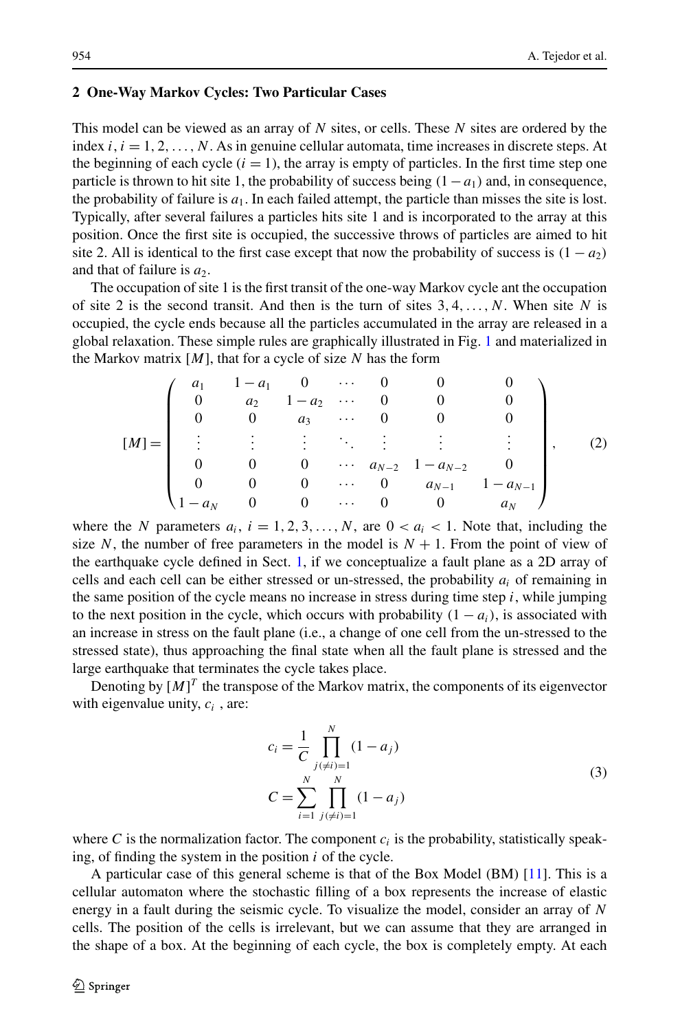## 2 One-Way Markov Cycles: Two Particular Cases

This model can be viewed as an array of $N$ sites, or cells. These $N$ sites are ordered by the index $i$, $i = 1, 2, \dots, N$. As in genuine cellular automata, time increases in discrete steps. At the beginning of each cycle ($i = 1$), the array is empty of particles. In the first time step one particle is thrown to hit site 1, the probability of success being $(1 - a_1)$ and, in consequence, the probability of failure is $a_1$. In each failed attempt, the particle than misses the site is lost. Typically, after several failures a particles hits site 1 and is incorporated to the array at this position. Once the first site is occupied, the successive throws of particles are aimed to hit site 2. All is identical to the first case except that now the probability of success is $(1 - a_2)$ and that of failure is $a_2$.

The occupation of site 1 is the first transit of the one-way Markov cycle ant the occupation of site 2 is the second transit. And then is the turn of sites $3, 4, \dots, N$. When site $N$ is occupied, the cycle ends because all the particles accumulated in the array are released in a global relaxation. These simple rules are graphically illustrated in Fig. 1 and materialized in the Markov matrix $[M]$, that for a cycle of size $N$ has the form

$$
[M] = \begin{pmatrix}
a_1 & 1-a_1 & 0 & \cdots & 0 & 0 & 0 \\
0 & a_2 & 1-a_2 & \cdots & 0 & 0 & 0 \\
0 & 0 & a_3 & \cdots & 0 & 0 & 0 \\
\vdots & \vdots & \vdots & \ddots & \vdots & \vdots & \vdots \\
0 & 0 & 0 & \cdots & a_{N-2} & 1-a_{N-2} & 0 \\
0 & 0 & 0 & \cdots & 0 & a_{N-1} & 1-a_{N-1} \\
1-a_N & 0 & 0 & \cdots & 0 & 0 & a_N
\end{pmatrix}, \tag{2}
$$

where the $N$ parameters $a_i$, $i = 1, 2, 3, \dots, N$, are $0 < a_i < 1$. Note that, including the size $N$, the number of free parameters in the model is $N + 1$. From the point of view of the earthquake cycle defined in Sect. 1, if we conceptualize a fault plane as a 2D array of cells and each cell can be either stressed or un-stressed, the probability $a_i$ of remaining in the same position of the cycle means no increase in stress during time step $i$, while jumping to the next position in the cycle, which occurs with probability $(1 - a_i)$, is associated with an increase in stress on the fault plane (i.e., a change of one cell from the un-stressed to the stressed state), thus approaching the final state when all the fault plane is stressed and the large earthquake that terminates the cycle takes place.

Denoting by $[M]^T$ the transpose of the Markov matrix, the components of its eigenvector with eigenvalue unity, $c_i$ , are:

$$
\begin{aligned}
c_i &= \frac{1}{C} \prod_{j(\neq i)=1}^{N} (1 - a_j) \\
C &= \sum_{i=1}^{N} \prod_{j(\neq i)=1}^{N} (1 - a_j)
\end{aligned} \tag{3}
$$

where $C$ is the normalization factor. The component $c_i$ is the probability, statistically speaking, of finding the system in the position $i$ of the cycle.

A particular case of this general scheme is that of the Box Model (BM) [11]. This is a cellular automaton where the stochastic filling of a box represents the increase of elastic energy in a fault during the seismic cycle. To visualize the model, consider an array of $N$ cells. The position of the cells is irrelevant, but we can assume that they are arranged in the shape of a box. At the beginning of each cycle, the box is completely empty. At each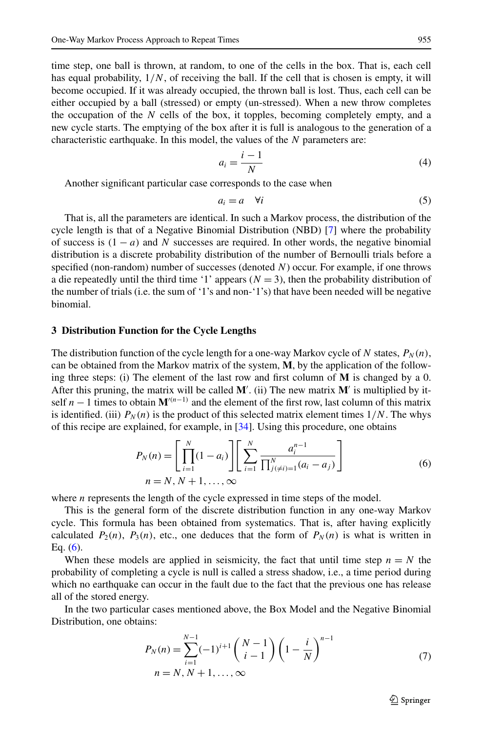time step, one ball is thrown, at random, to one of the cells in the box. That is, each cell has equal probability, $1/N$, of receiving the ball. If the cell that is chosen is empty, it will become occupied. If it was already occupied, the thrown ball is lost. Thus, each cell can be either occupied by a ball (stressed) or empty (un-stressed). When a new throw completes the occupation of the $N$ cells of the box, it topples, becoming completely empty, and a new cycle starts. The emptying of the box after it is full is analogous to the generation of a characteristic earthquake. In this model, the values of the $N$ parameters are:

$$a_i = \frac{i-1}{N} \tag{4}$$

Another significant particular case corresponds to the case when

$$a_i = a \quad \forall i \tag{5}$$

That is, all the parameters are identical. In such a Markov process, the distribution of the cycle length is that of a Negative Binomial Distribution (NBD) [7] where the probability of success is $(1-a)$ and $N$ successes are required. In other words, the negative binomial distribution is a discrete probability distribution of the number of Bernoulli trials before a specified (non-random) number of successes (denoted $N$) occur. For example, if one throws a die repeatedly until the third time '1' appears ($N=3$), then the probability distribution of the number of trials (i.e. the sum of '1's and non-'1's) that have been needed will be negative binomial.

## 3 Distribution Function for the Cycle Lengths

The distribution function of the cycle length for a one-way Markov cycle of $N$ states, $P_N(n)$, can be obtained from the Markov matrix of the system, $\mathbf{M}$, by the application of the following three steps: (i) The element of the last row and first column of $\mathbf{M}$ is changed by a 0. After this pruning, the matrix will be called $\mathbf{M}'$. (ii) The new matrix $\mathbf{M}'$ is multiplied by itself $n-1$ times to obtain $\mathbf{M}'^{(n-1)}$ and the element of the first row, last column of this matrix is identified. (iii) $P_N(n)$ is the product of this selected matrix element times $1/N$. The whys of this recipe are explained, for example, in [34]. Using this procedure, one obtains

$$P_N(n) = \left[\prod_{i=1}^{N}(1-a_i)\right]\left[\sum_{i=1}^{N}\frac{a_i^{n-1}}{\prod_{j(\neq i)=1}^{N}(a_i - a_j)}\right] \tag{6}$$
$$n = N, N+1, \ldots, \infty$$

where $n$ represents the length of the cycle expressed in time steps of the model.

This is the general form of the discrete distribution function in any one-way Markov cycle. This formula has been obtained from systematics. That is, after having explicitly calculated $P_2(n)$, $P_3(n)$, etc., one deduces that the form of $P_N(n)$ is what is written in Eq. (6).

When these models are applied in seismicity, the fact that until time step $n=N$ the probability of completing a cycle is null is called a stress shadow, i.e., a time period during which no earthquake can occur in the fault due to the fact that the previous one has release all of the stored energy.

In the two particular cases mentioned above, the Box Model and the Negative Binomial Distribution, one obtains:

$$P_N(n) = \sum_{i=1}^{N-1}(-1)^{i+1}\binom{N-1}{i-1}\left(1-\frac{i}{N}\right)^{n-1} \tag{7}$$
$$n = N, N+1, \ldots, \infty$$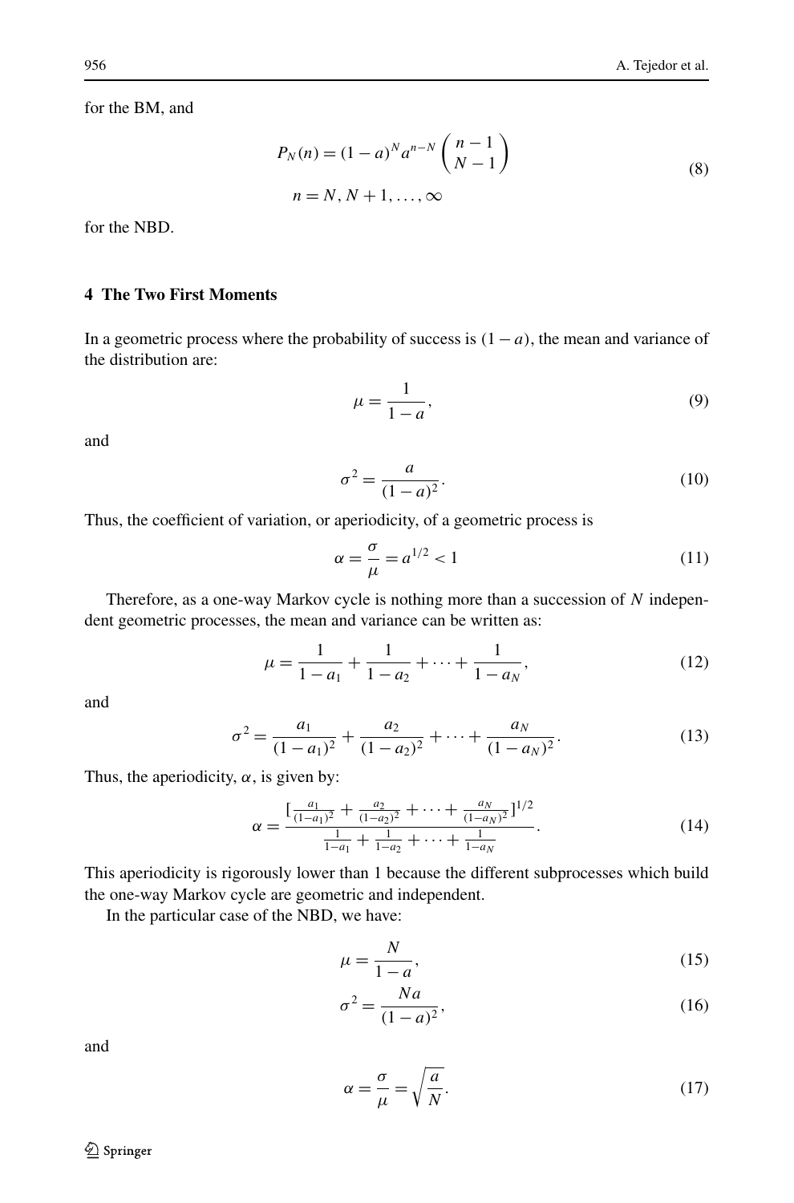for the BM, and

$$P_N(n) = (1-a)^N a^{n-N} \binom{n-1}{N-1}$$
$$n = N, N+1, \ldots, \infty \tag{8}$$

for the NBD.

## 4 The Two First Moments

In a geometric process where the probability of success is $(1-a)$, the mean and variance of the distribution are:

$$\mu = \frac{1}{1-a}, \tag{9}$$

and

$$\sigma^2 = \frac{a}{(1-a)^2}. \tag{10}$$

Thus, the coefficient of variation, or aperiodicity, of a geometric process is

$$\alpha = \frac{\sigma}{\mu} = a^{1/2} < 1 \tag{11}$$

Therefore, as a one-way Markov cycle is nothing more than a succession of $N$ independent geometric processes, the mean and variance can be written as:

$$\mu = \frac{1}{1-a_1} + \frac{1}{1-a_2} + \cdots + \frac{1}{1-a_N}, \tag{12}$$

and

$$\sigma^2 = \frac{a_1}{(1-a_1)^2} + \frac{a_2}{(1-a_2)^2} + \cdots + \frac{a_N}{(1-a_N)^2}. \tag{13}$$

Thus, the aperiodicity, $\alpha$, is given by:

$$\alpha = \frac{[\frac{a_1}{(1-a_1)^2} + \frac{a_2}{(1-a_2)^2} + \cdots + \frac{a_N}{(1-a_N)^2}]^{1/2}}{\frac{1}{1-a_1} + \frac{1}{1-a_2} + \cdots + \frac{1}{1-a_N}}. \tag{14}$$

This aperiodicity is rigorously lower than 1 because the different subprocesses which build the one-way Markov cycle are geometric and independent.

In the particular case of the NBD, we have:

$$\mu = \frac{N}{1-a}, \tag{15}$$

$$\sigma^2 = \frac{Na}{(1-a)^2}, \tag{16}$$

and

$$\alpha = \frac{\sigma}{\mu} = \sqrt{\frac{a}{N}}. \tag{17}$$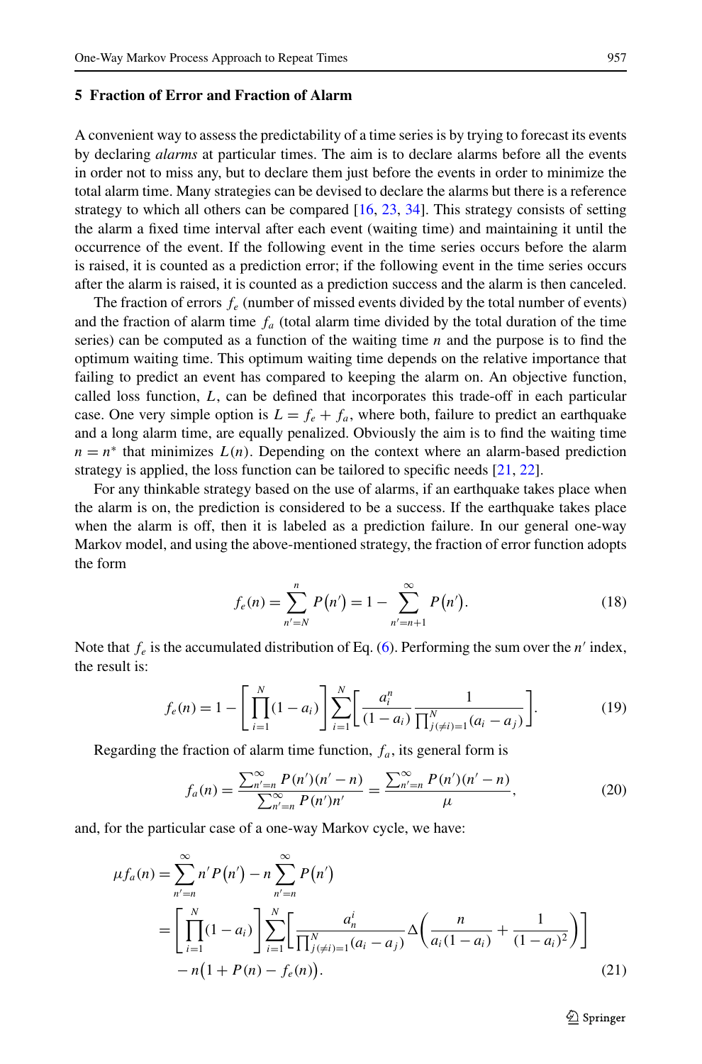## 5 Fraction of Error and Fraction of Alarm

A convenient way to assess the predictability of a time series is by trying to forecast its events by declaring *alarms* at particular times. The aim is to declare alarms before all the events in order not to miss any, but to declare them just before the events in order to minimize the total alarm time. Many strategies can be devised to declare the alarms but there is a reference strategy to which all others can be compared [16, 23, 34]. This strategy consists of setting the alarm a fixed time interval after each event (waiting time) and maintaining it until the occurrence of the event. If the following event in the time series occurs before the alarm is raised, it is counted as a prediction error; if the following event in the time series occurs after the alarm is raised, it is counted as a prediction success and the alarm is then canceled.

The fraction of errors $f_e$ (number of missed events divided by the total number of events) and the fraction of alarm time $f_a$ (total alarm time divided by the total duration of the time series) can be computed as a function of the waiting time $n$ and the purpose is to find the optimum waiting time. This optimum waiting time depends on the relative importance that failing to predict an event has compared to keeping the alarm on. An objective function, called loss function, $L$, can be defined that incorporates this trade-off in each particular case. One very simple option is $L = f_e + f_a$, where both, failure to predict an earthquake and a long alarm time, are equally penalized. Obviously the aim is to find the waiting time $n = n^*$ that minimizes $L(n)$. Depending on the context where an alarm-based prediction strategy is applied, the loss function can be tailored to specific needs [21, 22].

For any thinkable strategy based on the use of alarms, if an earthquake takes place when the alarm is on, the prediction is considered to be a success. If the earthquake takes place when the alarm is off, then it is labeled as a prediction failure. In our general one-way Markov model, and using the above-mentioned strategy, the fraction of error function adopts the form

$$f_e(n) = \sum_{n'=N}^{n} P(n') = 1 - \sum_{n'=n+1}^{\infty} P(n'). \tag{18}$$

Note that $f_e$ is the accumulated distribution of Eq. (6). Performing the sum over the $n'$ index, the result is:

$$f_e(n) = 1 - \left[\prod_{i=1}^{N}(1-a_i)\right]\sum_{i=1}^{N}\left[\frac{a_i^n}{(1-a_i)}\frac{1}{\prod_{j(\neq i)=1}^{N}(a_i-a_j)}\right]. \tag{19}$$

Regarding the fraction of alarm time function, $f_a$, its general form is

$$f_a(n) = \frac{\sum_{n'=n}^{\infty} P(n')(n'-n)}{\sum_{n'=n}^{\infty} P(n')n'} = \frac{\sum_{n'=n}^{\infty} P(n')(n'-n)}{\mu}, \tag{20}$$

and, for the particular case of a one-way Markov cycle, we have:

$$\begin{aligned}
\mu f_a(n) &= \sum_{n'=n}^{\infty} n' P(n') - n\sum_{n'=n}^{\infty} P(n') \\
&= \left[\prod_{i=1}^{N}(1-a_i)\right]\sum_{i=1}^{N}\left[\frac{a_n^i}{\prod_{j(\neq i)=1}^{N}(a_i-a_j)}\Delta\left(\frac{n}{a_i(1-a_i)} + \frac{1}{(1-a_i)^2}\right)\right] \\
&\quad - n\big(1 + P(n) - f_e(n)\big).
\end{aligned} \tag{21}$$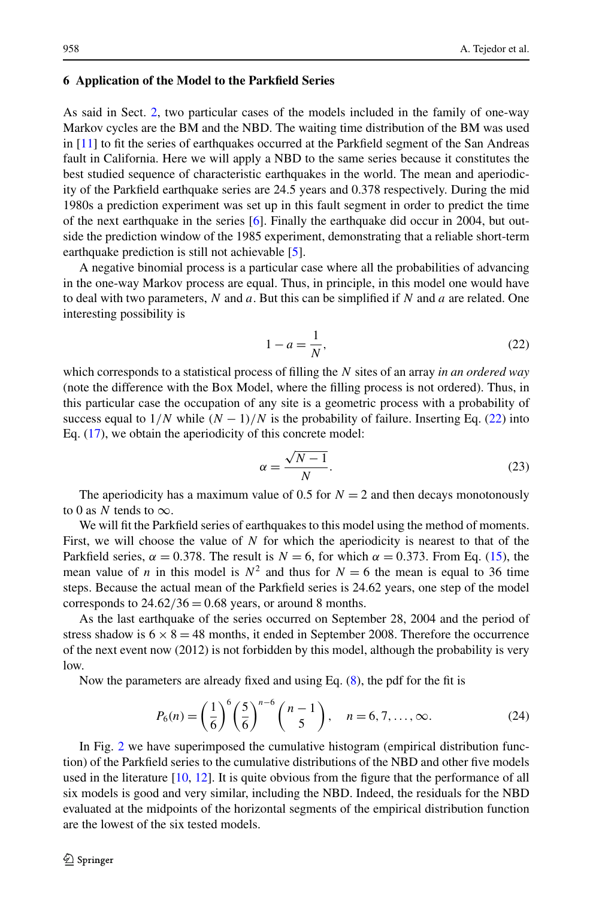## 6 Application of the Model to the Parkfield Series

As said in Sect. 2, two particular cases of the models included in the family of one-way Markov cycles are the BM and the NBD. The waiting time distribution of the BM was used in [11] to fit the series of earthquakes occurred at the Parkfield segment of the San Andreas fault in California. Here we will apply a NBD to the same series because it constitutes the best studied sequence of characteristic earthquakes in the world. The mean and aperiodicity of the Parkfield earthquake series are 24.5 years and 0.378 respectively. During the mid 1980s a prediction experiment was set up in this fault segment in order to predict the time of the next earthquake in the series [6]. Finally the earthquake did occur in 2004, but outside the prediction window of the 1985 experiment, demonstrating that a reliable short-term earthquake prediction is still not achievable [5].

A negative binomial process is a particular case where all the probabilities of advancing in the one-way Markov process are equal. Thus, in principle, in this model one would have to deal with two parameters, $N$ and $a$. But this can be simplified if $N$ and $a$ are related. One interesting possibility is

$$1 - a = \frac{1}{N}, \tag{22}$$

which corresponds to a statistical process of filling the $N$ sites of an array *in an ordered way* (note the difference with the Box Model, where the filling process is not ordered). Thus, in this particular case the occupation of any site is a geometric process with a probability of success equal to $1/N$ while $(N-1)/N$ is the probability of failure. Inserting Eq. (22) into Eq. (17), we obtain the aperiodicity of this concrete model:

$$\alpha = \frac{\sqrt{N-1}}{N}. \tag{23}$$

The aperiodicity has a maximum value of 0.5 for $N = 2$ and then decays monotonously to 0 as $N$ tends to $\infty$.

We will fit the Parkfield series of earthquakes to this model using the method of moments. First, we will choose the value of $N$ for which the aperiodicity is nearest to that of the Parkfield series, $\alpha = 0.378$. The result is $N = 6$, for which $\alpha = 0.373$. From Eq. (15), the mean value of $n$ in this model is $N^2$ and thus for $N = 6$ the mean is equal to 36 time steps. Because the actual mean of the Parkfield series is 24.62 years, one step of the model corresponds to $24.62/36 = 0.68$ years, or around 8 months.

As the last earthquake of the series occurred on September 28, 2004 and the period of stress shadow is $6 \times 8 = 48$ months, it ended in September 2008. Therefore the occurrence of the next event now (2012) is not forbidden by this model, although the probability is very low.

Now the parameters are already fixed and using Eq. (8), the pdf for the fit is

$$P_6(n) = \left(\frac{1}{6}\right)^6 \left(\frac{5}{6}\right)^{n-6} \binom{n-1}{5}, \quad n = 6, 7, \ldots, \infty. \tag{24}$$

In Fig. 2 we have superimposed the cumulative histogram (empirical distribution function) of the Parkfield series to the cumulative distributions of the NBD and other five models used in the literature [10, 12]. It is quite obvious from the figure that the performance of all six models is good and very similar, including the NBD. Indeed, the residuals for the NBD evaluated at the midpoints of the horizontal segments of the empirical distribution function are the lowest of the six tested models.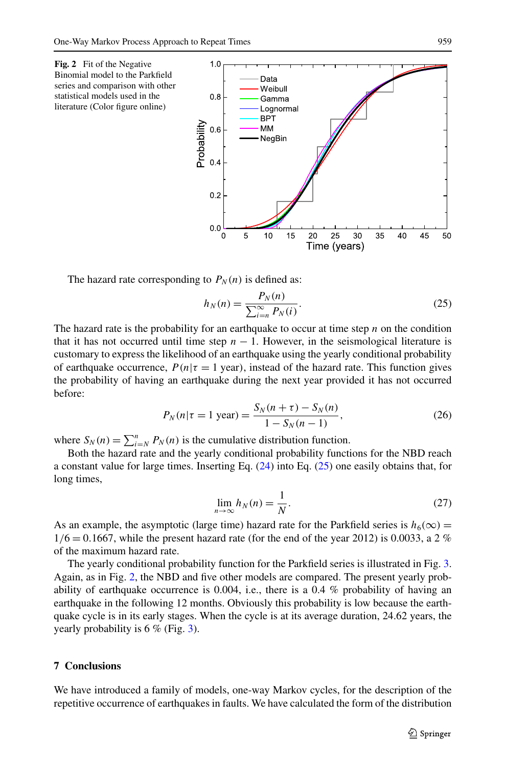**Fig. 2** Fit of the Negative Binomial model to the Parkfield series and comparison with other statistical models used in the literature (Color figure online)

The hazard rate corresponding to $P_N(n)$ is defined as:

$$h_N(n) = \frac{P_N(n)}{\sum_{i=n}^{\infty} P_N(i)}. \tag{25}$$

The hazard rate is the probability for an earthquake to occur at time step $n$ on the condition that it has not occurred until time step $n-1$. However, in the seismological literature is customary to express the likelihood of an earthquake using the yearly conditional probability of earthquake occurrence, $P(n|\tau = 1 \text{ year})$, instead of the hazard rate. This function gives the probability of having an earthquake during the next year provided it has not occurred before:

$$P_N(n|\tau = 1 \text{ year}) = \frac{S_N(n+\tau) - S_N(n)}{1 - S_N(n-1)}, \tag{26}$$

where $S_N(n) = \sum_{i=N}^{n} P_N(n)$ is the cumulative distribution function.

Both the hazard rate and the yearly conditional probability functions for the NBD reach a constant value for large times. Inserting Eq. (24) into Eq. (25) one easily obtains that, for long times,

$$\lim_{n\to\infty} h_N(n) = \frac{1}{N}. \tag{27}$$

As an example, the asymptotic (large time) hazard rate for the Parkfield series is $h_6(\infty) = 1/6 = 0.1667$, while the present hazard rate (for the end of the year 2012) is 0.0033, a 2 % of the maximum hazard rate.

The yearly conditional probability function for the Parkfield series is illustrated in Fig. 3. Again, as in Fig. 2, the NBD and five other models are compared. The present yearly probability of earthquake occurrence is 0.004, i.e., there is a 0.4 % probability of having an earthquake in the following 12 months. Obviously this probability is low because the earthquake cycle is in its early stages. When the cycle is at its average duration, 24.62 years, the yearly probability is 6 % (Fig. 3).

## 7 Conclusions

We have introduced a family of models, one-way Markov cycles, for the description of the repetitive occurrence of earthquakes in faults. We have calculated the form of the distribution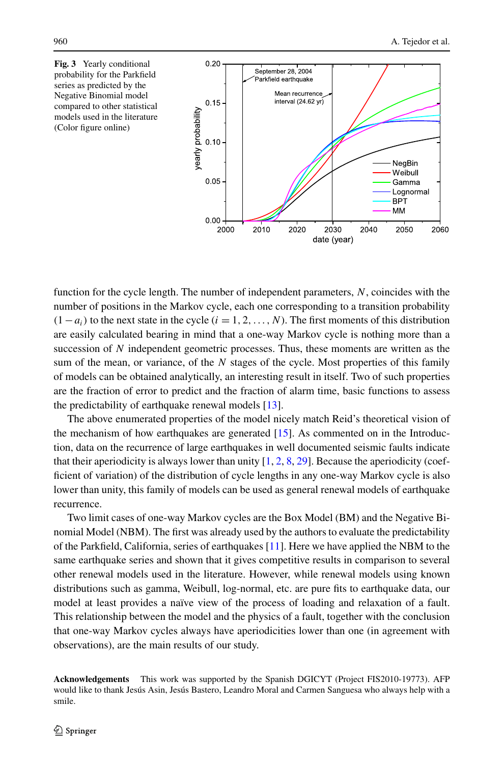**Fig. 3** Yearly conditional probability for the Parkfield series as predicted by the Negative Binomial model compared to other statistical models used in the literature (Color figure online)

0.20
0.15
0.10
0.05
0.00
yearly probability
2000 2010 2020 2030 2040 2050 2060
date (year)
September 28, 2004
Parkfield earthquake
Mean recurrence
interval (24.62 yr)
NegBin
Weibull
Gamma
Lognormal
BPT
MM

function for the cycle length. The number of independent parameters, $N$, coincides with the number of positions in the Markov cycle, each one corresponding to a transition probability $(1 - a_i)$ to the next state in the cycle $(i = 1, 2, \ldots, N)$. The first moments of this distribution are easily calculated bearing in mind that a one-way Markov cycle is nothing more than a succession of $N$ independent geometric processes. Thus, these moments are written as the sum of the mean, or variance, of the $N$ stages of the cycle. Most properties of this family of models can be obtained analytically, an interesting result in itself. Two of such properties are the fraction of error to predict and the fraction of alarm time, basic functions to assess the predictability of earthquake renewal models [13].

The above enumerated properties of the model nicely match Reid's theoretical vision of the mechanism of how earthquakes are generated [15]. As commented on in the Introduction, data on the recurrence of large earthquakes in well documented seismic faults indicate that their aperiodicity is always lower than unity [1, 2, 8, 29]. Because the aperiodicity (coefficient of variation) of the distribution of cycle lengths in any one-way Markov cycle is also lower than unity, this family of models can be used as general renewal models of earthquake recurrence.

Two limit cases of one-way Markov cycles are the Box Model (BM) and the Negative Binomial Model (NBM). The first was already used by the authors to evaluate the predictability of the Parkfield, California, series of earthquakes [11]. Here we have applied the NBM to the same earthquake series and shown that it gives competitive results in comparison to several other renewal models used in the literature. However, while renewal models using known distributions such as gamma, Weibull, log-normal, etc. are pure fits to earthquake data, our model at least provides a naïve view of the process of loading and relaxation of a fault. This relationship between the model and the physics of a fault, together with the conclusion that one-way Markov cycles always have aperiodicities lower than one (in agreement with observations), are the main results of our study.

**Acknowledgements** This work was supported by the Spanish DGICYT (Project FIS2010-19773). AFP would like to thank Jesús Asin, Jesús Bastero, Leandro Moral and Carmen Sanguesa who always help with a smile.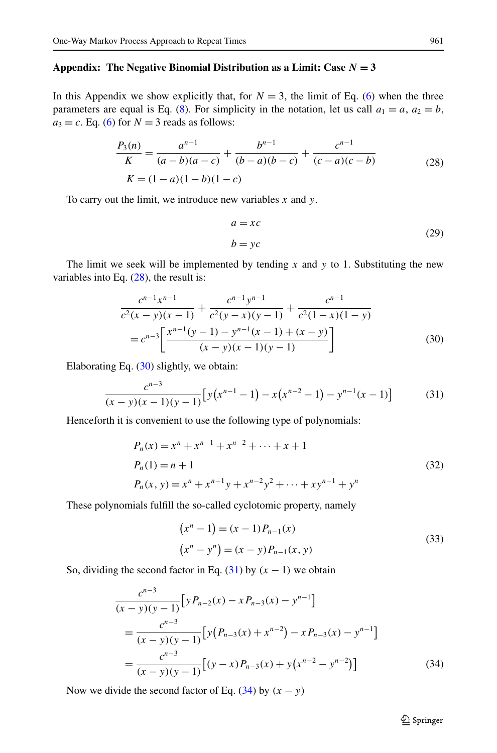## Appendix: The Negative Binomial Distribution as a Limit: Case $N = 3$

In this Appendix we show explicitly that, for $N = 3$, the limit of Eq. (6) when the three parameters are equal is Eq. (8). For simplicity in the notation, let us call $a_1 = a$, $a_2 = b$, $a_3 = c$. Eq. (6) for $N = 3$ reads as follows:

$$\frac{P_3(n)}{K} = \frac{a^{n-1}}{(a-b)(a-c)} + \frac{b^{n-1}}{(b-a)(b-c)} + \frac{c^{n-1}}{(c-a)(c-b)} \tag{28}$$
$$K = (1-a)(1-b)(1-c)$$

To carry out the limit, we introduce new variables $x$ and $y$.

$$a = xc$$
$$b = yc \tag{29}$$

The limit we seek will be implemented by tending $x$ and $y$ to 1. Substituting the new variables into Eq. (28), the result is:

$$\frac{c^{n-1}x^{n-1}}{c^2(x-y)(x-1)} + \frac{c^{n-1}y^{n-1}}{c^2(y-x)(y-1)} + \frac{c^{n-1}}{c^2(1-x)(1-y)}$$
$$= c^{n-3}\left[\frac{x^{n-1}(y-1) - y^{n-1}(x-1) + (x-y)}{(x-y)(x-1)(y-1)}\right] \tag{30}$$

Elaborating Eq. (30) slightly, we obtain:

$$\frac{c^{n-3}}{(x-y)(x-1)(y-1)}\left[y\left(x^{n-1}-1\right) - x\left(x^{n-2}-1\right) - y^{n-1}(x-1)\right] \tag{31}$$

Henceforth it is convenient to use the following type of polynomials:

$$P_n(x) = x^n + x^{n-1} + x^{n-2} + \cdots + x + 1$$
$$P_n(1) = n + 1 \tag{32}$$
$$P_n(x, y) = x^n + x^{n-1}y + x^{n-2}y^2 + \cdots + xy^{n-1} + y^n$$

These polynomials fulfill the so-called cyclotomic property, namely

$$\left(x^n - 1\right) = (x-1)P_{n-1}(x)$$
$$\left(x^n - y^n\right) = (x-y)P_{n-1}(x, y) \tag{33}$$

So, dividing the second factor in Eq. (31) by $(x-1)$ we obtain

$$\frac{c^{n-3}}{(x-y)(y-1)}\left[yP_{n-2}(x) - xP_{n-3}(x) - y^{n-1}\right]$$
$$= \frac{c^{n-3}}{(x-y)(y-1)}\left[y\left(P_{n-3}(x) + x^{n-2}\right) - xP_{n-3}(x) - y^{n-1}\right]$$
$$= \frac{c^{n-3}}{(x-y)(y-1)}\left[(y-x)P_{n-3}(x) + y\left(x^{n-2} - y^{n-2}\right)\right] \tag{34}$$

Now we divide the second factor of Eq. (34) by $(x-y)$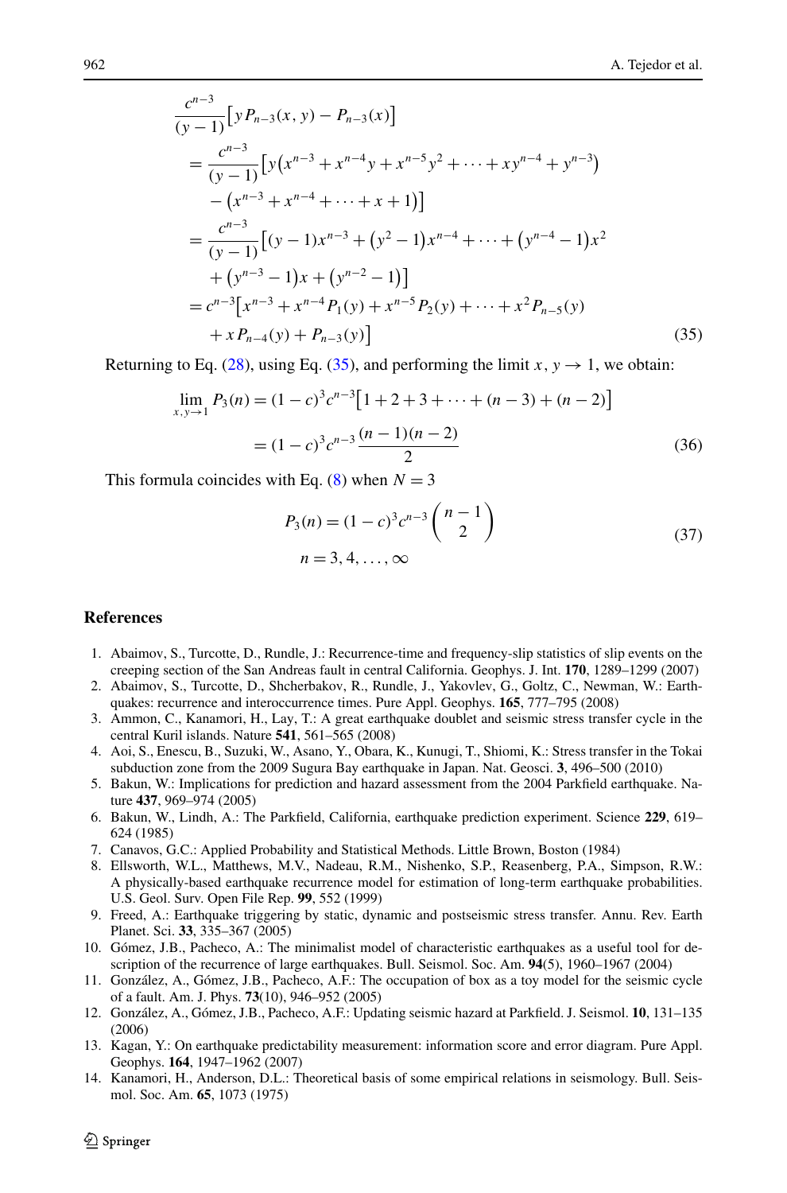$$
\begin{aligned}
&\frac{c^{n-3}}{(y-1)}\big[yP_{n-3}(x,y)-P_{n-3}(x)\big]\\
&\quad=\frac{c^{n-3}}{(y-1)}\big[y\big(x^{n-3}+x^{n-4}y+x^{n-5}y^2+\cdots+xy^{n-4}+y^{n-3}\big)\\
&\qquad-\big(x^{n-3}+x^{n-4}+\cdots+x+1\big)\big]\\
&\quad=\frac{c^{n-3}}{(y-1)}\big[(y-1)x^{n-3}+\big(y^2-1\big)x^{n-4}+\cdots+\big(y^{n-4}-1\big)x^2\\
&\qquad+\big(y^{n-3}-1\big)x+\big(y^{n-2}-1\big)\big]\\
&\quad=c^{n-3}\big[x^{n-3}+x^{n-4}P_1(y)+x^{n-5}P_2(y)+\cdots+x^2P_{n-5}(y)\\
&\qquad+xP_{n-4}(y)+P_{n-3}(y)\big]
\end{aligned}
\tag{35}
$$

Returning to Eq. (28), using Eq. (35), and performing the limit $x, y \to 1$, we obtain:

$$
\begin{aligned}
\lim_{x,y\to 1} P_3(n) &= (1-c)^3c^{n-3}\big[1+2+3+\cdots+(n-3)+(n-2)\big]\\
&=(1-c)^3c^{n-3}\frac{(n-1)(n-2)}{2}
\end{aligned}
\tag{36}
$$

This formula coincides with Eq. (8) when $N = 3$

$$
\begin{aligned}
&P_3(n) = (1-c)^3c^{n-3}\binom{n-1}{2}\\
&n = 3, 4, \ldots, \infty
\end{aligned}
\tag{37}
$$

## References

1. Abaimov, S., Turcotte, D., Rundle, J.: Recurrence-time and frequency-slip statistics of slip events on the creeping section of the San Andreas fault in central California. Geophys. J. Int. **170**, 1289–1299 (2007)
2. Abaimov, S., Turcotte, D., Shcherbakov, R., Rundle, J., Yakovlev, G., Goltz, C., Newman, W.: Earthquakes: recurrence and interoccurrence times. Pure Appl. Geophys. **165**, 777–795 (2008)
3. Ammon, C., Kanamori, H., Lay, T.: A great earthquake doublet and seismic stress transfer cycle in the central Kuril islands. Nature **541**, 561–565 (2008)
4. Aoi, S., Enescu, B., Suzuki, W., Asano, Y., Obara, K., Kunugi, T., Shiomi, K.: Stress transfer in the Tokai subduction zone from the 2009 Sugura Bay earthquake in Japan. Nat. Geosci. **3**, 496–500 (2010)
5. Bakun, W.: Implications for prediction and hazard assessment from the 2004 Parkfield earthquake. Nature **437**, 969–974 (2005)
6. Bakun, W., Lindh, A.: The Parkfield, California, earthquake prediction experiment. Science **229**, 619–624 (1985)
7. Canavos, G.C.: Applied Probability and Statistical Methods. Little Brown, Boston (1984)
8. Ellsworth, W.L., Matthews, M.V., Nadeau, R.M., Nishenko, S.P., Reasenberg, P.A., Simpson, R.W.: A physically-based earthquake recurrence model for estimation of long-term earthquake probabilities. U.S. Geol. Surv. Open File Rep. **99**, 552 (1999)
9. Freed, A.: Earthquake triggering by static, dynamic and postseismic stress transfer. Annu. Rev. Earth Planet. Sci. **33**, 335–367 (2005)
10. Gómez, J.B., Pacheco, A.: The minimalist model of characteristic earthquakes as a useful tool for description of the recurrence of large earthquakes. Bull. Seismol. Soc. Am. **94**(5), 1960–1967 (2004)
11. González, A., Gómez, J.B., Pacheco, A.F.: The occupation of box as a toy model for the seismic cycle of a fault. Am. J. Phys. **73**(10), 946–952 (2005)
12. González, A., Gómez, J.B., Pacheco, A.F.: Updating seismic hazard at Parkfield. J. Seismol. **10**, 131–135 (2006)
13. Kagan, Y.: On earthquake predictability measurement: information score and error diagram. Pure Appl. Geophys. **164**, 1947–1962 (2007)
14. Kanamori, H., Anderson, D.L.: Theoretical basis of some empirical relations in seismology. Bull. Seismol. Soc. Am. **65**, 1073 (1975)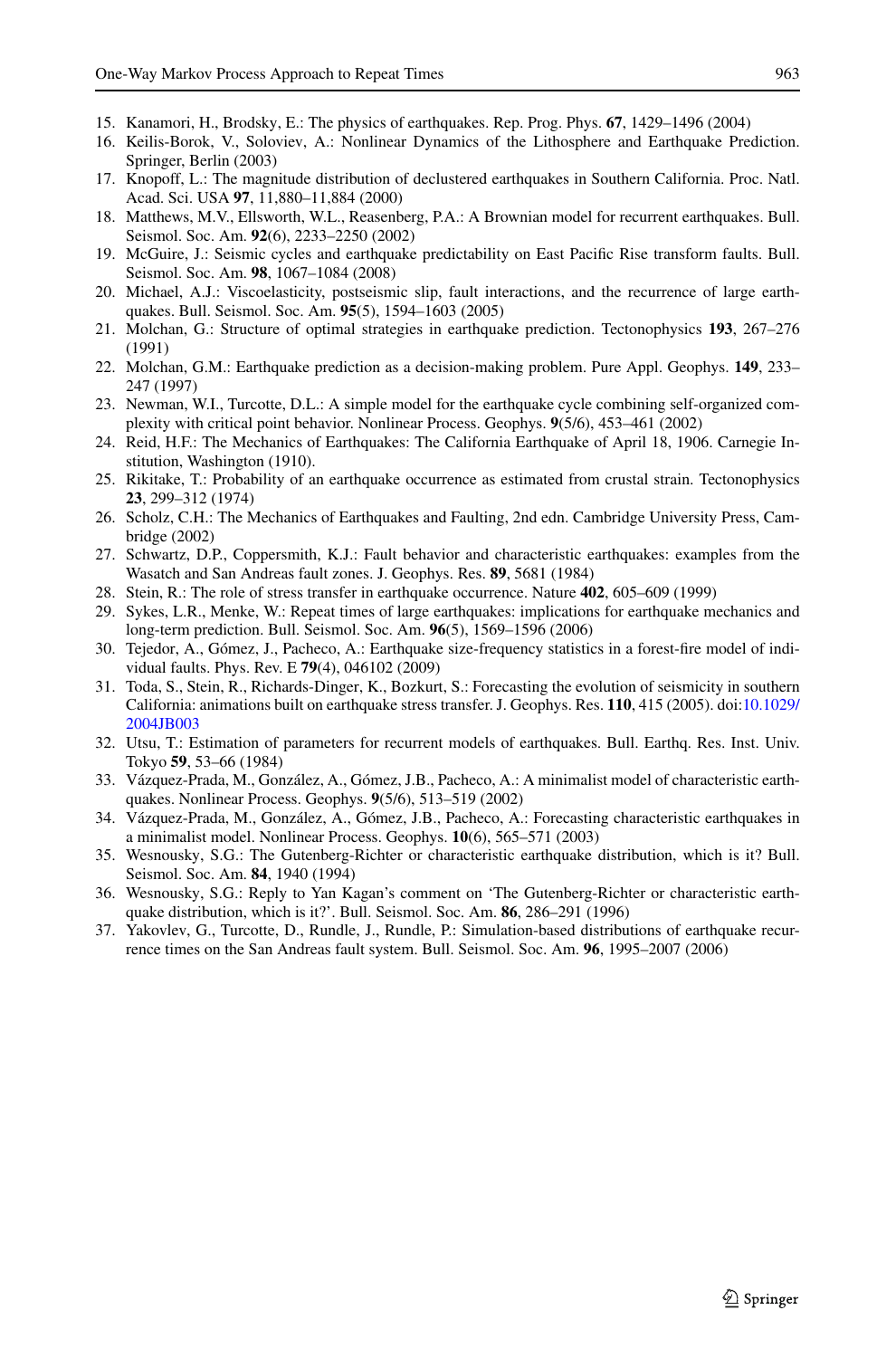15. Kanamori, H., Brodsky, E.: The physics of earthquakes. Rep. Prog. Phys. **67**, 1429–1496 (2004)
16. Keilis-Borok, V., Soloviev, A.: Nonlinear Dynamics of the Lithosphere and Earthquake Prediction. Springer, Berlin (2003)
17. Knopoff, L.: The magnitude distribution of declustered earthquakes in Southern California. Proc. Natl. Acad. Sci. USA **97**, 11,880–11,884 (2000)
18. Matthews, M.V., Ellsworth, W.L., Reasenberg, P.A.: A Brownian model for recurrent earthquakes. Bull. Seismol. Soc. Am. **92**(6), 2233–2250 (2002)
19. McGuire, J.: Seismic cycles and earthquake predictability on East Pacific Rise transform faults. Bull. Seismol. Soc. Am. **98**, 1067–1084 (2008)
20. Michael, A.J.: Viscoelasticity, postseismic slip, fault interactions, and the recurrence of large earthquakes. Bull. Seismol. Soc. Am. **95**(5), 1594–1603 (2005)
21. Molchan, G.: Structure of optimal strategies in earthquake prediction. Tectonophysics **193**, 267–276 (1991)
22. Molchan, G.M.: Earthquake prediction as a decision-making problem. Pure Appl. Geophys. **149**, 233–247 (1997)
23. Newman, W.I., Turcotte, D.L.: A simple model for the earthquake cycle combining self-organized complexity with critical point behavior. Nonlinear Process. Geophys. **9**(5/6), 453–461 (2002)
24. Reid, H.F.: The Mechanics of Earthquakes: The California Earthquake of April 18, 1906. Carnegie Institution, Washington (1910).
25. Rikitake, T.: Probability of an earthquake occurrence as estimated from crustal strain. Tectonophysics **23**, 299–312 (1974)
26. Scholz, C.H.: The Mechanics of Earthquakes and Faulting, 2nd edn. Cambridge University Press, Cambridge (2002)
27. Schwartz, D.P., Coppersmith, K.J.: Fault behavior and characteristic earthquakes: examples from the Wasatch and San Andreas fault zones. J. Geophys. Res. **89**, 5681 (1984)
28. Stein, R.: The role of stress transfer in earthquake occurrence. Nature **402**, 605–609 (1999)
29. Sykes, L.R., Menke, W.: Repeat times of large earthquakes: implications for earthquake mechanics and long-term prediction. Bull. Seismol. Soc. Am. **96**(5), 1569–1596 (2006)
30. Tejedor, A., Gómez, J., Pacheco, A.: Earthquake size-frequency statistics in a forest-fire model of individual faults. Phys. Rev. E **79**(4), 046102 (2009)
31. Toda, S., Stein, R., Richards-Dinger, K., Bozkurt, S.: Forecasting the evolution of seismicity in southern California: animations built on earthquake stress transfer. J. Geophys. Res. **110**, 415 (2005). doi:10.1029/2004JB003
32. Utsu, T.: Estimation of parameters for recurrent models of earthquakes. Bull. Earthq. Res. Inst. Univ. Tokyo **59**, 53–66 (1984)
33. Vázquez-Prada, M., González, A., Gómez, J.B., Pacheco, A.: A minimalist model of characteristic earthquakes. Nonlinear Process. Geophys. **9**(5/6), 513–519 (2002)
34. Vázquez-Prada, M., González, A., Gómez, J.B., Pacheco, A.: Forecasting characteristic earthquakes in a minimalist model. Nonlinear Process. Geophys. **10**(6), 565–571 (2003)
35. Wesnousky, S.G.: The Gutenberg-Richter or characteristic earthquake distribution, which is it? Bull. Seismol. Soc. Am. **84**, 1940 (1994)
36. Wesnousky, S.G.: Reply to Yan Kagan's comment on 'The Gutenberg-Richter or characteristic earthquake distribution, which is it?'. Bull. Seismol. Soc. Am. **86**, 286–291 (1996)
37. Yakovlev, G., Turcotte, D., Rundle, J., Rundle, P.: Simulation-based distributions of earthquake recurrence times on the San Andreas fault system. Bull. Seismol. Soc. Am. **96**, 1995–2007 (2006)